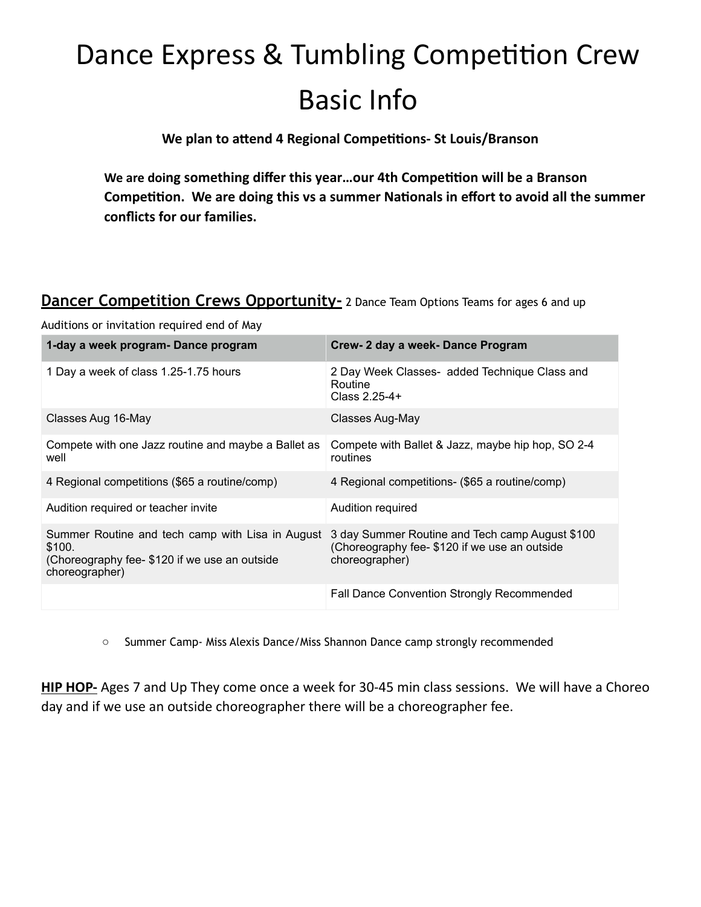# Dance Express & Tumbling Competition Crew Basic Info

**We plan to attend 4 Regional Competitions- St Louis/Branson**

**We are doing something differ this year…our 4th Competition will be a Branson Competition. We are doing this vs a summer Nationals in effort to avoid all the summer conflicts for our families.**

**<u>Dancer Competition Crews Opportunity-</u>** 2 Dance Team Options Teams for ages 6 and up

Auditions or invitation required end of May

| 1-day a week program- Dance program | Crew- 2 day a week- Dance Program |
|---|---|
| 1 Day a week of class 1.25-1.75 hours | 2 Day Week Classes- added Technique Class and Routine<br>Class 2.25-4+ |
| Classes Aug 16-May | Classes Aug-May |
| Compete with one Jazz routine and maybe a Ballet as well | Compete with Ballet & Jazz, maybe hip hop, SO 2-4 routines |
| 4 Regional competitions ($65 a routine/comp) | 4 Regional competitions- ($65 a routine/comp) |
| Audition required or teacher invite | Audition required |
| Summer Routine and tech camp with Lisa in August $100.<br>(Choreography fee- $120 if we use an outside choreographer) | 3 day Summer Routine and Tech camp August $100<br>(Choreography fee- $120 if we use an outside choreographer) |
| | Fall Dance Convention Strongly Recommended |

- Summer Camp- Miss Alexis Dance/Miss Shannon Dance camp strongly recommended

**<u>HIP HOP-</u>** Ages 7 and Up They come once a week for 30-45 min class sessions. We will have a Choreo day and if we use an outside choreographer there will be a choreographer fee.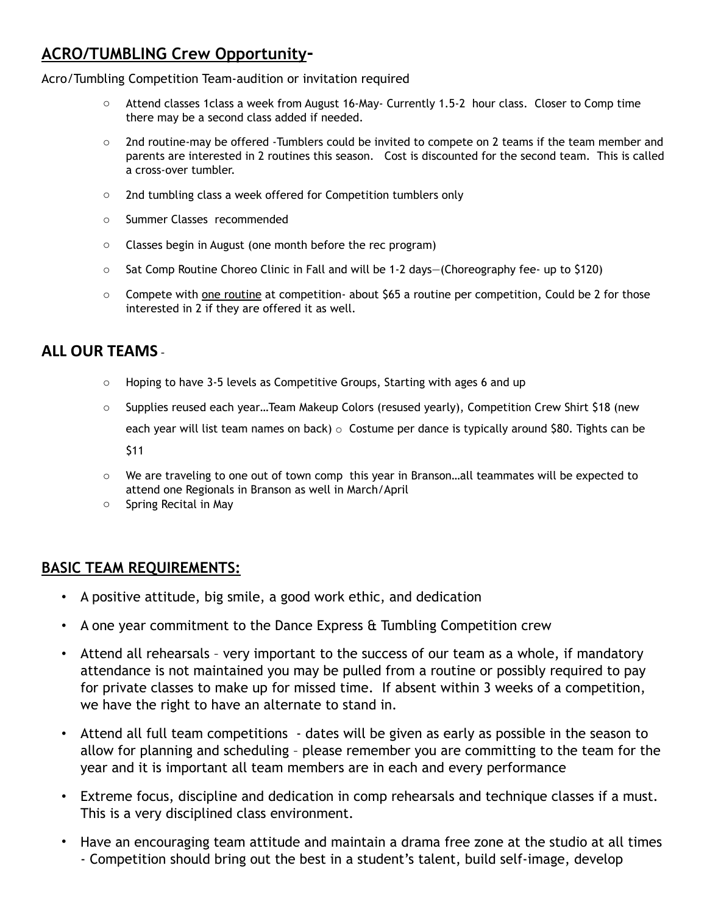## <u>ACRO/TUMBLING Crew Opportunity</u>-

Acro/Tumbling Competition Team-audition or invitation required

- Attend classes 1class a week from August 16-May- Currently 1.5-2 hour class. Closer to Comp time there may be a second class added if needed.
- 2nd routine-may be offered -Tumblers could be invited to compete on 2 teams if the team member and parents are interested in 2 routines this season. Cost is discounted for the second team. This is called a cross-over tumbler.
- 2nd tumbling class a week offered for Competition tumblers only
- Summer Classes recommended
- Classes begin in August (one month before the rec program)
- Sat Comp Routine Choreo Clinic in Fall and will be 1-2 days—(Choreography fee- up to $120)
- Compete with <u>one routine</u> at competition- about $65 a routine per competition, Could be 2 for those interested in 2 if they are offered it as well.

## ALL OUR TEAMS -

- Hoping to have 3-5 levels as Competitive Groups, Starting with ages 6 and up
- Supplies reused each year…Team Makeup Colors (resused yearly), Competition Crew Shirt $18 (new each year will list team names on back) ○ Costume per dance is typically around $80. Tights can be $11
- We are traveling to one out of town comp this year in Branson…all teammates will be expected to attend one Regionals in Branson as well in March/April
- Spring Recital in May

## <u>BASIC TEAM REQUIREMENTS:</u>

- A positive attitude, big smile, a good work ethic, and dedication
- A one year commitment to the Dance Express & Tumbling Competition crew
- Attend all rehearsals – very important to the success of our team as a whole, if mandatory attendance is not maintained you may be pulled from a routine or possibly required to pay for private classes to make up for missed time. If absent within 3 weeks of a competition, we have the right to have an alternate to stand in.
- Attend all full team competitions - dates will be given as early as possible in the season to allow for planning and scheduling – please remember you are committing to the team for the year and it is important all team members are in each and every performance
- Extreme focus, discipline and dedication in comp rehearsals and technique classes if a must. This is a very disciplined class environment.
- Have an encouraging team attitude and maintain a drama free zone at the studio at all times - Competition should bring out the best in a student's talent, build self-image, develop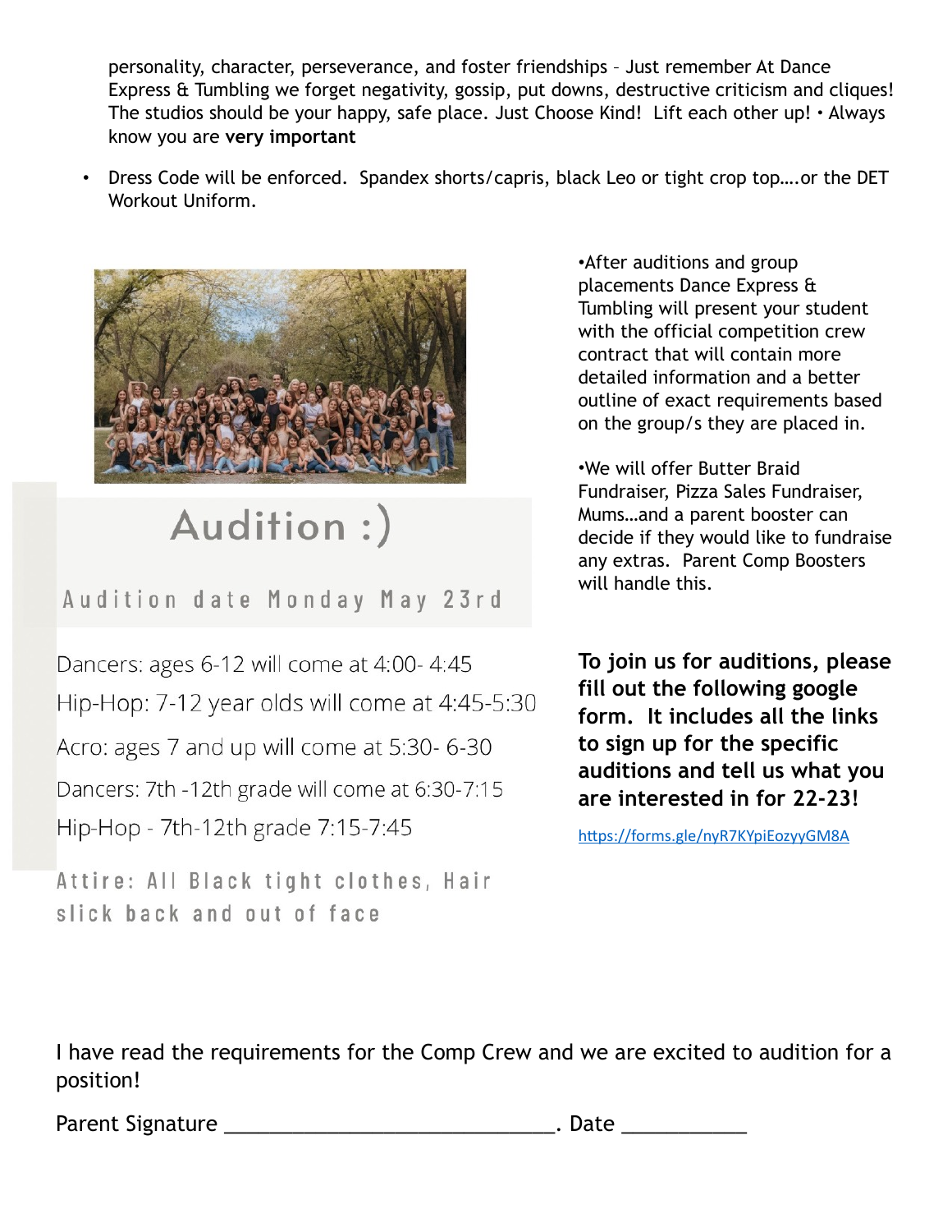personality, character, perseverance, and foster friendships – Just remember At Dance Express & Tumbling we forget negativity, gossip, put downs, destructive criticism and cliques! The studios should be your happy, safe place. Just Choose Kind! Lift each other up! • Always know you are **very important**

- Dress Code will be enforced. Spandex shorts/capris, black Leo or tight crop top….or the DET Workout Uniform.

# Audition :)

## Audition date Monday May 23rd

Dancers: ages 6-12 will come at 4:00- 4:45

Hip-Hop: 7-12 year olds will come at 4:45-5:30

Acro: ages 7 and up will come at 5:30- 6-30

Dancers: 7th -12th grade will come at 6:30-7:15

Hip-Hop - 7th-12th grade 7:15-7:45

Attire: All Black tight clothes, Hair slick back and out of face

•After auditions and group placements Dance Express & Tumbling will present your student with the official competition crew contract that will contain more detailed information and a better outline of exact requirements based on the group/s they are placed in.

•We will offer Butter Braid Fundraiser, Pizza Sales Fundraiser, Mums…and a parent booster can decide if they would like to fundraise any extras. Parent Comp Boosters will handle this.

**To join us for auditions, please fill out the following google form. It includes all the links to sign up for the specific auditions and tell us what you are interested in for 22-23!**

https://forms.gle/nyR7KYpiEozyyGM8A

I have read the requirements for the Comp Crew and we are excited to audition for a position!

Parent Signature ______________________________. Date ___________